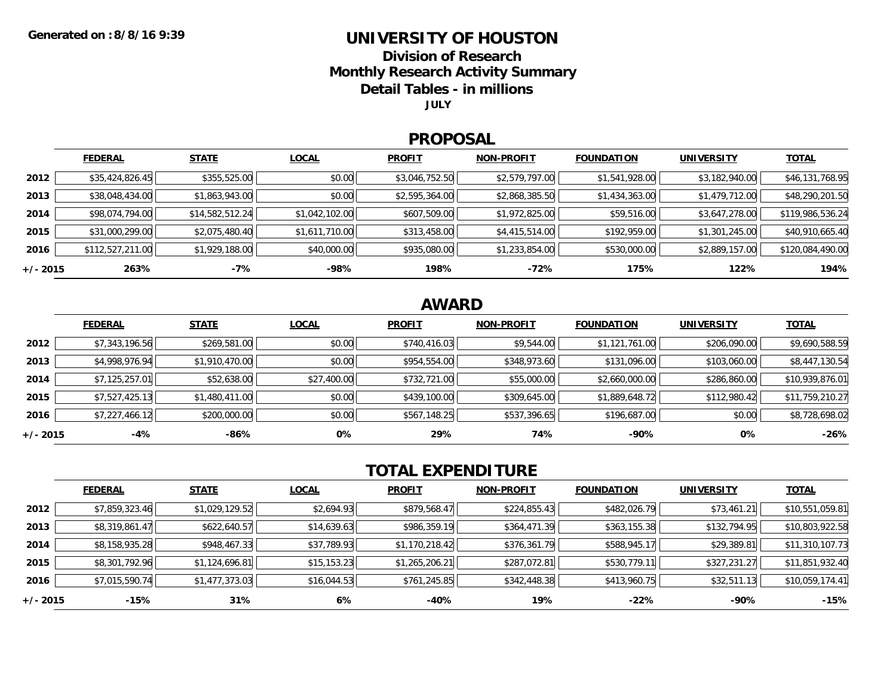Generated on :8/8/16 9:39

# UNIVERSITY OF HOUSTON

## Division of Research
## Monthly Research Activity Summary
## Detail Tables - in millions

**JULY**

## PROPOSAL

| | FEDERAL | STATE | LOCAL | PROFIT | NON-PROFIT | FOUNDATION | UNIVERSITY | TOTAL |
|---|---|---|---|---|---|---|---|---|
| **2012** | $35,424,826.45 | $355,525.00 | $0.00 | $3,046,752.50 | $2,579,797.00 | $1,541,928.00 | $3,182,940.00 | $46,131,768.95 |
| **2013** | $38,048,434.00 | $1,863,943.00 | $0.00 | $2,595,364.00 | $2,868,385.50 | $1,434,363.00 | $1,479,712.00 | $48,290,201.50 |
| **2014** | $98,074,794.00 | $14,582,512.24 | $1,042,102.00 | $607,509.00 | $1,972,825.00 | $59,516.00 | $3,647,278.00 | $119,986,536.24 |
| **2015** | $31,000,299.00 | $2,075,480.40 | $1,611,710.00 | $313,458.00 | $4,415,514.00 | $192,959.00 | $1,301,245.00 | $40,910,665.40 |
| **2016** | $112,527,211.00 | $1,929,188.00 | $40,000.00 | $935,080.00 | $1,233,854.00 | $530,000.00 | $2,889,157.00 | $120,084,490.00 |
| **+/- 2015** | **263%** | **-7%** | **-98%** | **198%** | **-72%** | **175%** | **122%** | **194%** |

## AWARD

| | FEDERAL | STATE | LOCAL | PROFIT | NON-PROFIT | FOUNDATION | UNIVERSITY | TOTAL |
|---|---|---|---|---|---|---|---|---|
| **2012** | $7,343,196.56 | $269,581.00 | $0.00 | $740,416.03 | $9,544.00 | $1,121,761.00 | $206,090.00 | $9,690,588.59 |
| **2013** | $4,998,976.94 | $1,910,470.00 | $0.00 | $954,554.00 | $348,973.60 | $131,096.00 | $103,060.00 | $8,447,130.54 |
| **2014** | $7,125,257.01 | $52,638.00 | $27,400.00 | $732,721.00 | $55,000.00 | $2,660,000.00 | $286,860.00 | $10,939,876.01 |
| **2015** | $7,527,425.13 | $1,480,411.00 | $0.00 | $439,100.00 | $309,645.00 | $1,889,648.72 | $112,980.42 | $11,759,210.27 |
| **2016** | $7,227,466.12 | $200,000.00 | $0.00 | $567,148.25 | $537,396.65 | $196,687.00 | $0.00 | $8,728,698.02 |
| **+/- 2015** | **-4%** | **-86%** | **0%** | **29%** | **74%** | **-90%** | **0%** | **-26%** |

## TOTAL EXPENDITURE

| | FEDERAL | STATE | LOCAL | PROFIT | NON-PROFIT | FOUNDATION | UNIVERSITY | TOTAL |
|---|---|---|---|---|---|---|---|---|
| **2012** | $7,859,323.46 | $1,029,129.52 | $2,694.93 | $879,568.47 | $224,855.43 | $482,026.79 | $73,461.21 | $10,551,059.81 |
| **2013** | $8,319,861.47 | $622,640.57 | $14,639.63 | $986,359.19 | $364,471.39 | $363,155.38 | $132,794.95 | $10,803,922.58 |
| **2014** | $8,158,935.28 | $948,467.33 | $37,789.93 | $1,170,218.42 | $376,361.79 | $588,945.17 | $29,389.81 | $11,310,107.73 |
| **2015** | $8,301,792.96 | $1,124,696.81 | $15,153.23 | $1,265,206.21 | $287,072.81 | $530,779.11 | $327,231.27 | $11,851,932.40 |
| **2016** | $7,015,590.74 | $1,477,373.03 | $16,044.53 | $761,245.85 | $342,448.38 | $413,960.75 | $32,511.13 | $10,059,174.41 |
| **+/- 2015** | **-15%** | **31%** | **6%** | **-40%** | **19%** | **-22%** | **-90%** | **-15%** |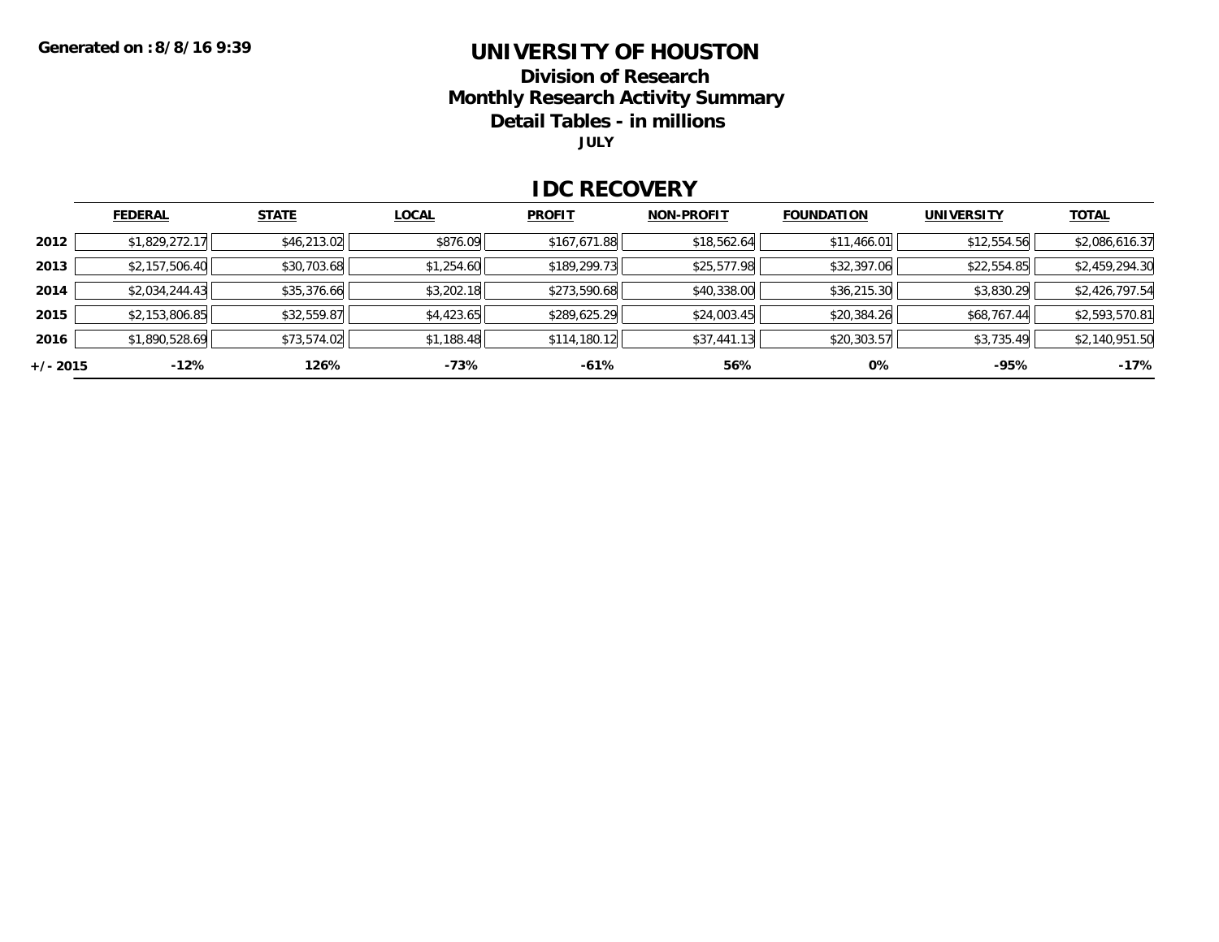Generated on :8/8/16 9:39

# UNIVERSITY OF HOUSTON

## Division of Research
## Monthly Research Activity Summary
## Detail Tables - in millions

**JULY**

## IDC RECOVERY

| | FEDERAL | STATE | LOCAL | PROFIT | NON-PROFIT | FOUNDATION | UNIVERSITY | TOTAL |
|---|---|---|---|---|---|---|---|---|
| **2012** | $1,829,272.17 | $46,213.02 | $876.09 | $167,671.88 | $18,562.64 | $11,466.01 | $12,554.56 | $2,086,616.37 |
| **2013** | $2,157,506.40 | $30,703.68 | $1,254.60 | $189,299.73 | $25,577.98 | $32,397.06 | $22,554.85 | $2,459,294.30 |
| **2014** | $2,034,244.43 | $35,376.66 | $3,202.18 | $273,590.68 | $40,338.00 | $36,215.30 | $3,830.29 | $2,426,797.54 |
| **2015** | $2,153,806.85 | $32,559.87 | $4,423.65 | $289,625.29 | $24,003.45 | $20,384.26 | $68,767.44 | $2,593,570.81 |
| **2016** | $1,890,528.69 | $73,574.02 | $1,188.48 | $114,180.12 | $37,441.13 | $20,303.57 | $3,735.49 | $2,140,951.50 |
| **+/- 2015** | **-12%** | **126%** | **-73%** | **-61%** | **56%** | **0%** | **-95%** | **-17%** |